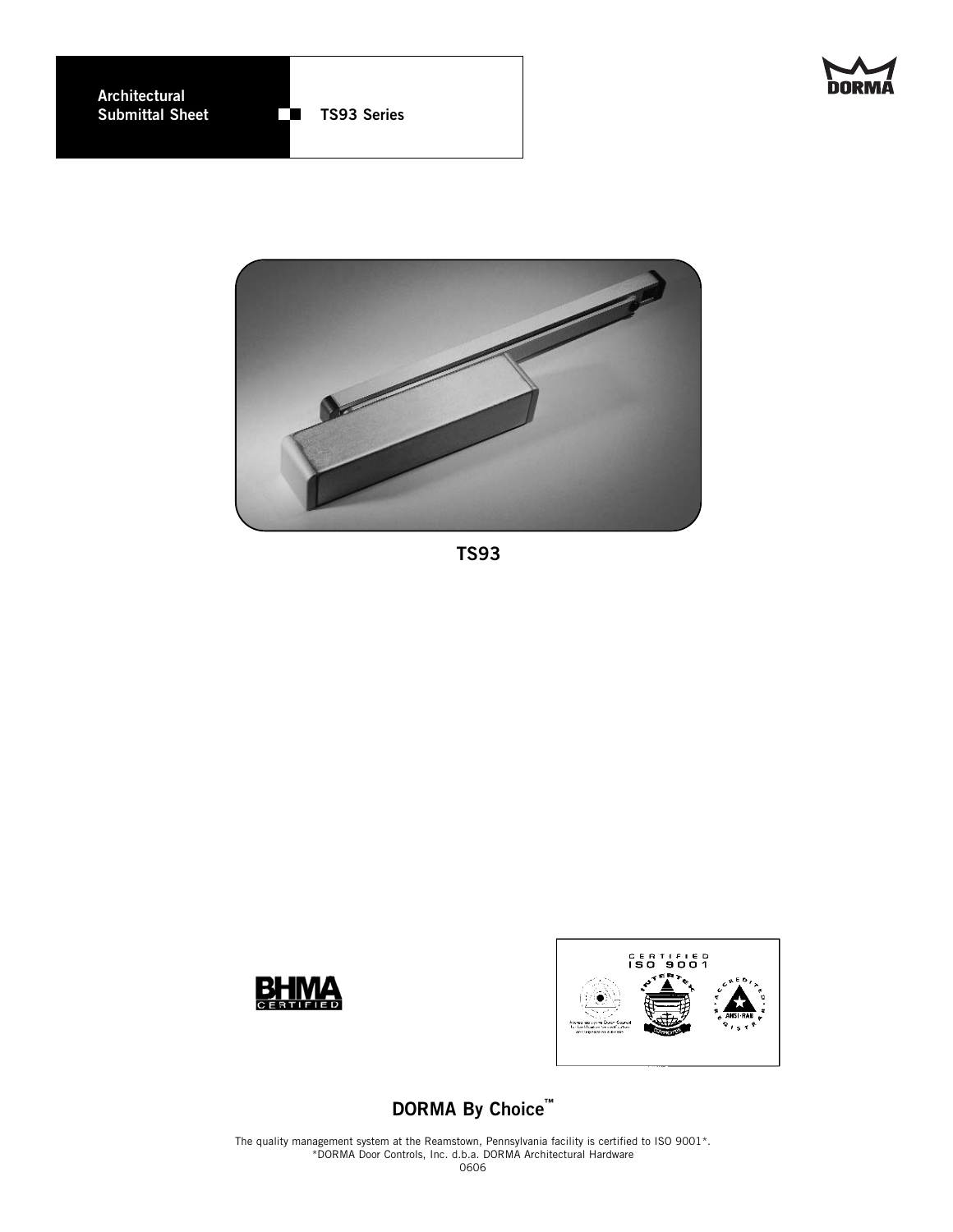**Architectual Submittal Sheet**

**TS93 Series**

DORMA

**TS93**

BHMA CERTIFIED

CERTIFIED ISO 9001

## DORMA By Choice™

The quality management system at the Reamstown, Pennsylvania facility is certified to ISO 9001*.
*DORMA Door Controls, Inc. d.b.a. DORMA Architectural Hardware
0606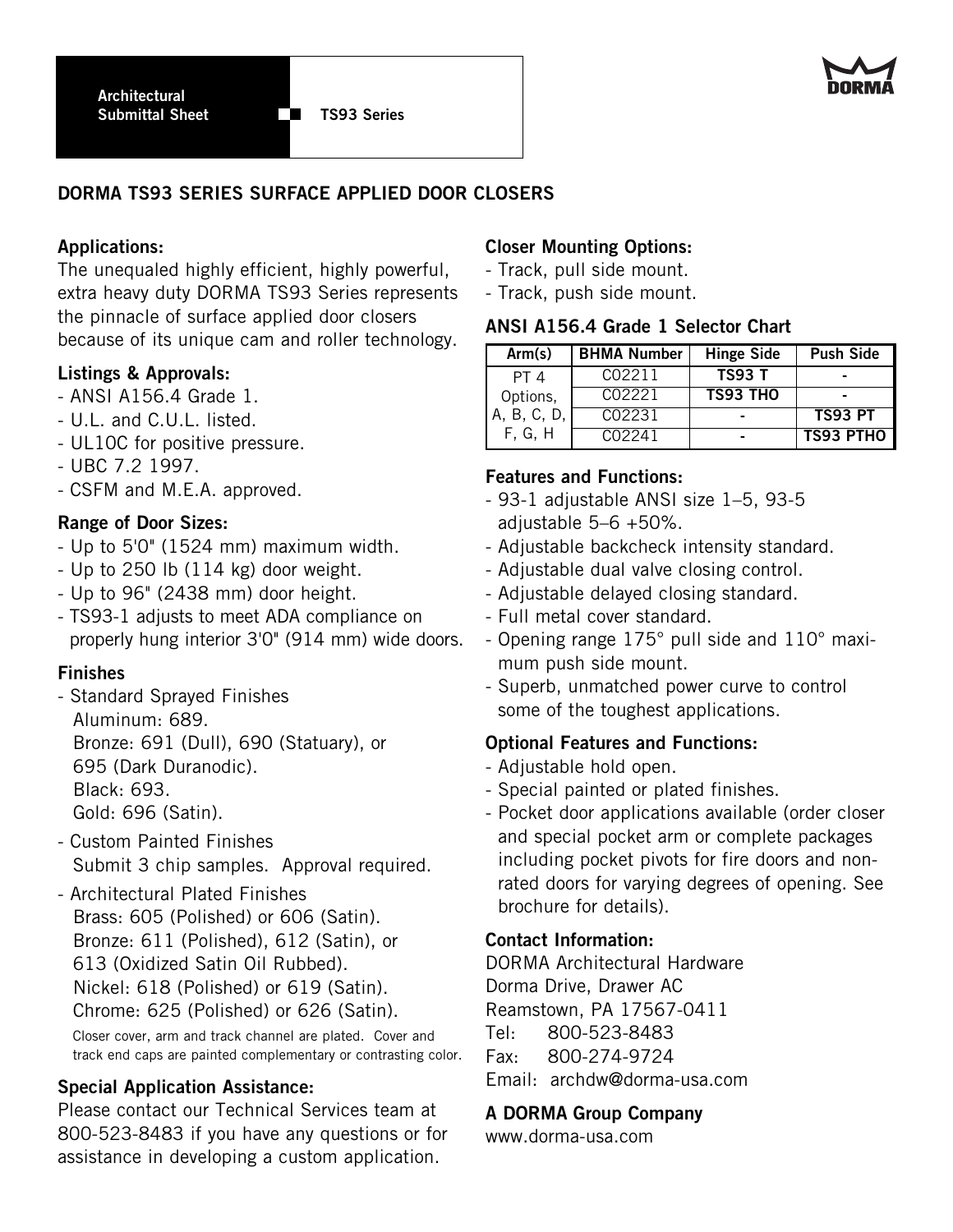Architectural Submittal Sheet

TS93 Series

DORMA

## DORMA TS93 SERIES SURFACE APPLIED DOOR CLOSERS

### Applications:

The unequaled highly efficient, highly powerful, extra heavy duty DORMA TS93 Series represents the pinnacle of surface applied door closers because of its unique cam and roller technology.

### Listings & Approvals:

- ANSI A156.4 Grade 1.
- U.L. and C.U.L. listed.
- UL10C for positive pressure.
- UBC 7.2 1997.
- CSFM and M.E.A. approved.

### Range of Door Sizes:

- Up to 5'0" (1524 mm) maximum width.
- Up to 250 lb (114 kg) door weight.
- Up to 96" (2438 mm) door height.
- TS93-1 adjusts to meet ADA compliance on properly hung interior 3'0" (914 mm) wide doors.

### Finishes

- Standard Sprayed Finishes
  Aluminum: 689.
  Bronze: 691 (Dull), 690 (Statuary), or 695 (Dark Duranodic).
  Black: 693.
  Gold: 696 (Satin).
- Custom Painted Finishes
  Submit 3 chip samples. Approval required.
- Architectural Plated Finishes
  Brass: 605 (Polished) or 606 (Satin).
  Bronze: 611 (Polished), 612 (Satin), or 613 (Oxidized Satin Oil Rubbed).
  Nickel: 618 (Polished) or 619 (Satin).
  Chrome: 625 (Polished) or 626 (Satin).

  Closer cover, arm and track channel are plated. Cover and track end caps are painted complementary or contrasting color.

### Special Application Assistance:

Please contact our Technical Services team at 800-523-8483 if you have any questions or for assistance in developing a custom application.

### Closer Mounting Options:

- Track, pull side mount.
- Track, push side mount.

### ANSI A156.4 Grade 1 Selector Chart

| Arm(s) | BHMA Number | Hinge Side | Push Side |
|---|---|---|---|
| PT 4 Options, A, B, C, D, F, G, H | C02211 | **TS93 T** | - |
| | C02221 | **TS93 THO** | - |
| | C02231 | - | **TS93 PT** |
| | C02241 | - | **TS93 PTHO** |

### Features and Functions:

- 93-1 adjustable ANSI size 1–5, 93-5 adjustable 5–6 +50%.
- Adjustable backcheck intensity standard.
- Adjustable dual valve closing control.
- Adjustable delayed closing standard.
- Full metal cover standard.
- Opening range 175° pull side and 110° maximum push side mount.
- Superb, unmatched power curve to control some of the toughest applications.

### Optional Features and Functions:

- Adjustable hold open.
- Special painted or plated finishes.
- Pocket door applications available (order closer and special pocket arm or complete packages including pocket pivots for fire doors and non-rated doors for varying degrees of opening. See brochure for details).

### Contact Information:

DORMA Architectural Hardware
Dorma Drive, Drawer AC
Reamstown, PA 17567-0411
Tel: 800-523-8483
Fax: 800-274-9724
Email: archdw@dorma-usa.com

### A DORMA Group Company

www.dorma-usa.com